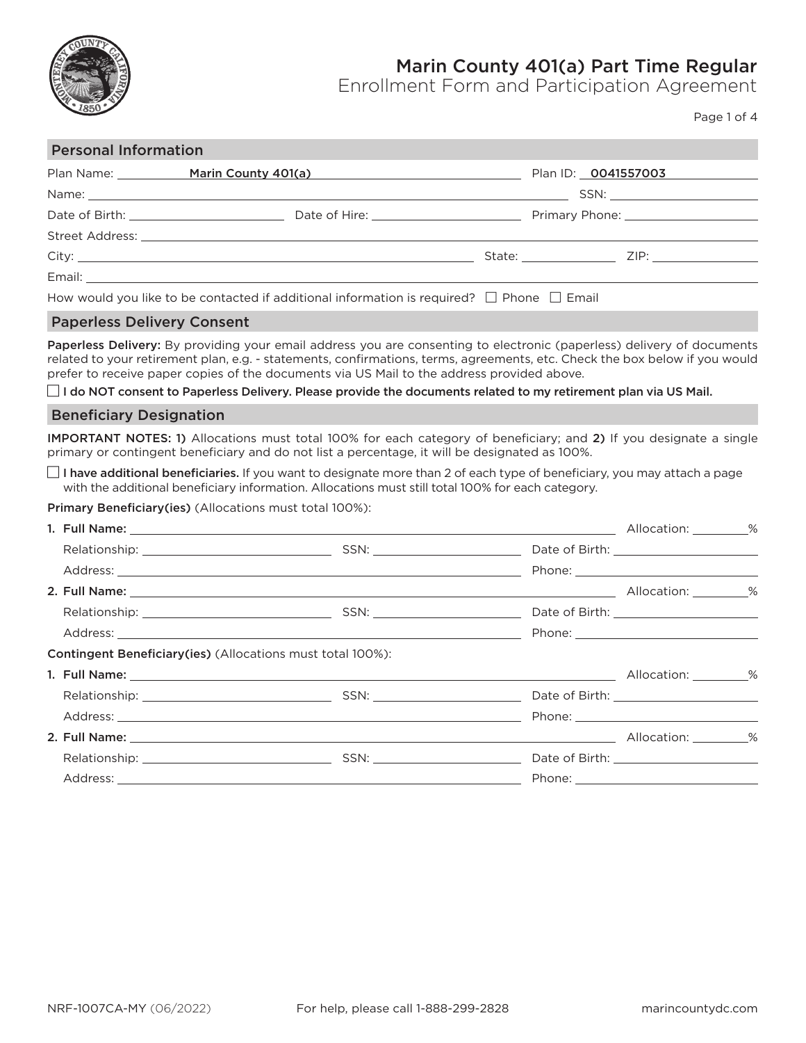# Marin County 401(a) Part Time Regular

## Enrollment Form and Participation Agreement

Page 1 of 4

## Personal Information

Plan Name: Marin County 401(a) Plan ID: 0041557003

Name: ______________________ SSN: ______________

Date of Birth: ______________ Date of Hire: ______________ Primary Phone: ______________

Street Address: ______________________

City: ______________ State: ______ ZIP: ______

Email: ______________________

How would you like to be contacted if additional information is required? ☐ Phone ☐ Email

## Paperless Delivery Consent

**Paperless Delivery:** By providing your email address you are consenting to electronic (paperless) delivery of documents related to your retirement plan, e.g. - statements, confirmations, terms, agreements, etc. Check the box below if you would prefer to receive paper copies of the documents via US Mail to the address provided above.

☐ **I do NOT consent to Paperless Delivery. Please provide the documents related to my retirement plan via US Mail.**

## Beneficiary Designation

**IMPORTANT NOTES: 1)** Allocations must total 100% for each category of beneficiary; and **2)** If you designate a single primary or contingent beneficiary and do not list a percentage, it will be designated as 100%.

☐ **I have additional beneficiaries.** If you want to designate more than 2 of each type of beneficiary, you may attach a page with the additional beneficiary information. Allocations must still total 100% for each category.

**Primary Beneficiary(ies)** (Allocations must total 100%):

1. **Full Name:** ______________________ Allocation: ______%
   Relationship: ______________ SSN: ______________ Date of Birth: ______________
   Address: ______________________ Phone: ______________

2. **Full Name:** ______________________ Allocation: ______%
   Relationship: ______________ SSN: ______________ Date of Birth: ______________
   Address: ______________________ Phone: ______________

**Contingent Beneficiary(ies)** (Allocations must total 100%):

1. **Full Name:** ______________________ Allocation: ______%
   Relationship: ______________ SSN: ______________ Date of Birth: ______________
   Address: ______________________ Phone: ______________

2. **Full Name:** ______________________ Allocation: ______%
   Relationship: ______________ SSN: ______________ Date of Birth: ______________
   Address: ______________________ Phone: ______________

NRF-1007CA-MY (06/2022) For help, please call 1-888-299-2828 marincountydc.com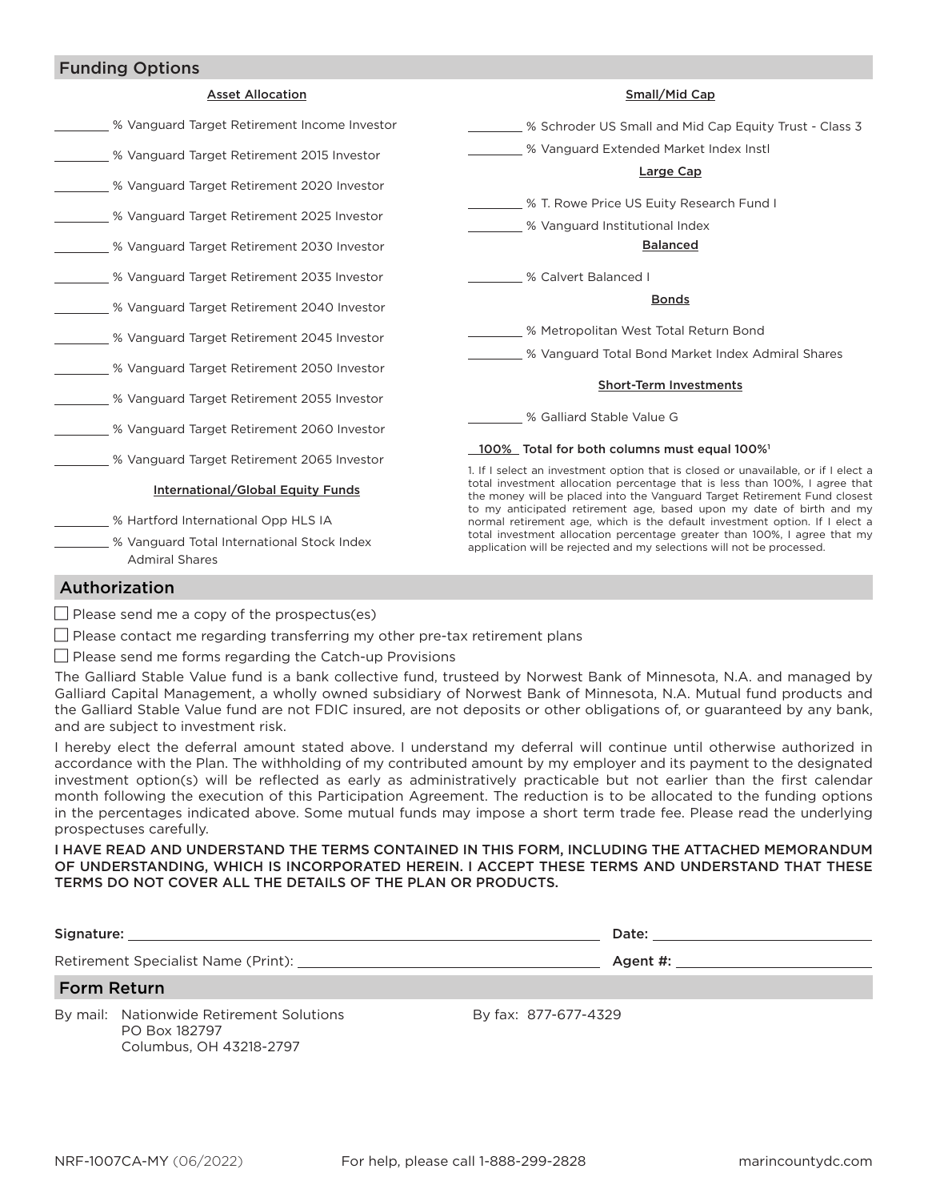## Funding Options

**Asset Allocation**

_______ % Vanguard Target Retirement Income Investor

_______ % Vanguard Target Retirement 2015 Investor

_______ % Vanguard Target Retirement 2020 Investor

_______ % Vanguard Target Retirement 2025 Investor

_______ % Vanguard Target Retirement 2030 Investor

_______ % Vanguard Target Retirement 2035 Investor

_______ % Vanguard Target Retirement 2040 Investor

_______ % Vanguard Target Retirement 2045 Investor

_______ % Vanguard Target Retirement 2050 Investor

_______ % Vanguard Target Retirement 2055 Investor

_______ % Vanguard Target Retirement 2060 Investor

_______ % Vanguard Target Retirement 2065 Investor

**International/Global Equity Funds**

_______ % Hartford International Opp HLS IA

_______ % Vanguard Total International Stock Index Admiral Shares

**Small/Mid Cap**

_______ % Schroder US Small and Mid Cap Equity Trust - Class 3

_______ % Vanguard Extended Market Index Instl

**Large Cap**

_______ % T. Rowe Price US Euity Research Fund I

_______ % Vanguard Institutional Index

**Balanced**

_______ % Calvert Balanced I

**Bonds**

_______ % Metropolitan West Total Return Bond

_______ % Vanguard Total Bond Market Index Admiral Shares

**Short-Term Investments**

_______ % Galliard Stable Value G

**100%** **Total for both columns must equal 100%**[1]

1. If I select an investment option that is closed or unavailable, or if I elect a total investment allocation percentage that is less than 100%, I agree that the money will be placed into the Vanguard Target Retirement Fund closest to my anticipated retirement age, based upon my date of birth and my normal retirement age, which is the default investment option. If I elect a total investment allocation percentage greater than 100%, I agree that my application will be rejected and my selections will not be processed.

## Authorization

☐ Please send me a copy of the prospectus(es)

☐ Please contact me regarding transferring my other pre-tax retirement plans

☐ Please send me forms regarding the Catch-up Provisions

The Galliard Stable Value fund is a bank collective fund, trusteed by Norwest Bank of Minnesota, N.A. and managed by Galliard Capital Management, a wholly owned subsidiary of Norwest Bank of Minnesota, N.A. Mutual fund products and the Galliard Stable Value fund are not FDIC insured, are not deposits or other obligations of, or guaranteed by any bank, and are subject to investment risk.

I hereby elect the deferral amount stated above. I understand my deferral will continue until otherwise authorized in accordance with the Plan. The withholding of my contributed amount by my employer and its payment to the designated investment option(s) will be reflected as early as administratively practicable but not earlier than the first calendar month following the execution of this Participation Agreement. The reduction is to be allocated to the funding options in the percentages indicated above. Some mutual funds may impose a short term trade fee. Please read the underlying prospectuses carefully.

**I HAVE READ AND UNDERSTAND THE TERMS CONTAINED IN THIS FORM, INCLUDING THE ATTACHED MEMORANDUM OF UNDERSTANDING, WHICH IS INCORPORATED HEREIN. I ACCEPT THESE TERMS AND UNDERSTAND THAT THESE TERMS DO NOT COVER ALL THE DETAILS OF THE PLAN OR PRODUCTS.**

**Signature:** ______________________________ **Date:** ______________

Retirement Specialist Name (Print): ______________________________ **Agent #:** ______________

## Form Return

By mail: Nationwide Retirement Solutions
PO Box 182797
Columbus, OH 43218-2797

By fax: 877-677-4329

NRF-1007CA-MY (06/2022) For help, please call 1-888-299-2828 marincountydc.com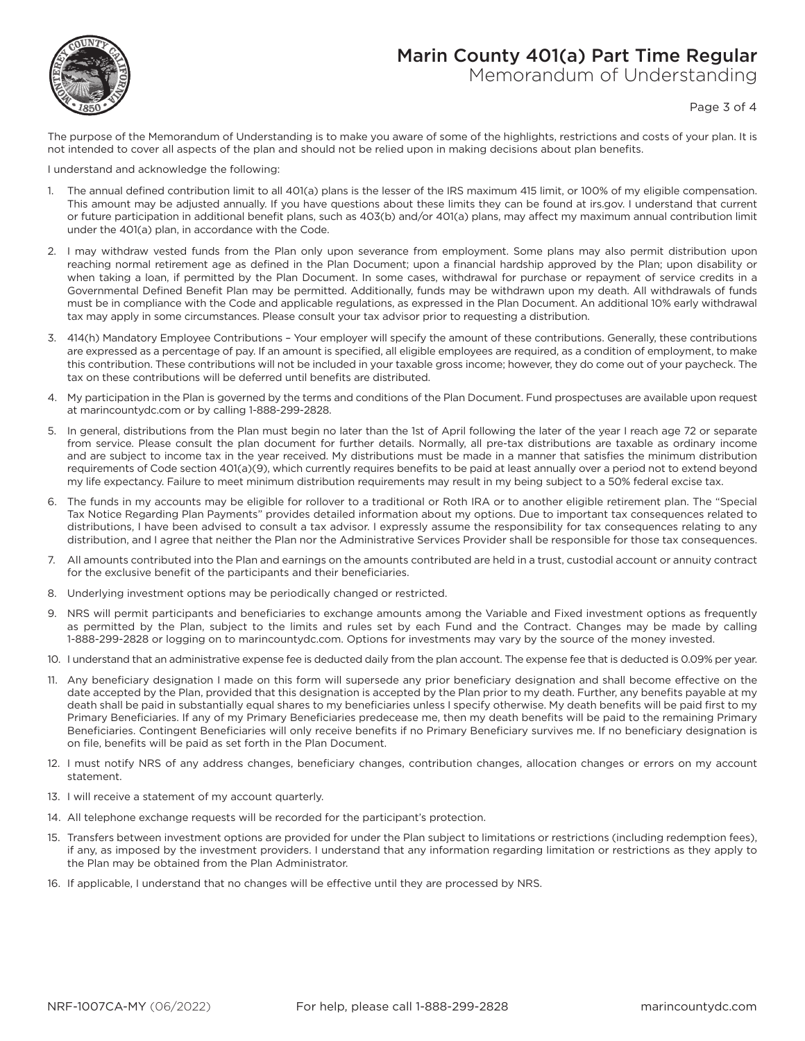# Marin County 401(a) Part Time Regular

## Memorandum of Understanding

The purpose of the Memorandum of Understanding is to make you aware of some of the highlights, restrictions and costs of your plan. It is not intended to cover all aspects of the plan and should not be relied upon in making decisions about plan benefits.

I understand and acknowledge the following:

1. The annual defined contribution limit to all 401(a) plans is the lesser of the IRS maximum 415 limit, or 100% of my eligible compensation. This amount may be adjusted annually. If you have questions about these limits they can be found at irs.gov. I understand that current or future participation in additional benefit plans, such as 403(b) and/or 401(a) plans, may affect my maximum annual contribution limit under the 401(a) plan, in accordance with the Code.
2. I may withdraw vested funds from the Plan only upon severance from employment. Some plans may also permit distribution upon reaching normal retirement age as defined in the Plan Document; upon a financial hardship approved by the Plan; upon disability or when taking a loan, if permitted by the Plan Document. In some cases, withdrawal for purchase or repayment of service credits in a Governmental Defined Benefit Plan may be permitted. Additionally, funds may be withdrawn upon my death. All withdrawals of funds must be in compliance with the Code and applicable regulations, as expressed in the Plan Document. An additional 10% early withdrawal tax may apply in some circumstances. Please consult your tax advisor prior to requesting a distribution.
3. 414(h) Mandatory Employee Contributions – Your employer will specify the amount of these contributions. Generally, these contributions are expressed as a percentage of pay. If an amount is specified, all eligible employees are required, as a condition of employment, to make this contribution. These contributions will not be included in your taxable gross income; however, they do come out of your paycheck. The tax on these contributions will be deferred until benefits are distributed.
4. My participation in the Plan is governed by the terms and conditions of the Plan Document. Fund prospectuses are available upon request at marincountydc.com or by calling 1-888-299-2828.
5. In general, distributions from the Plan must begin no later than the 1st of April following the later of the year I reach age 72 or separate from service. Please consult the plan document for further details. Normally, all pre-tax distributions are taxable as ordinary income and are subject to income tax in the year received. My distributions must be made in a manner that satisfies the minimum distribution requirements of Code section 401(a)(9), which currently requires benefits to be paid at least annually over a period not to extend beyond my life expectancy. Failure to meet minimum distribution requirements may result in my being subject to a 50% federal excise tax.
6. The funds in my accounts may be eligible for rollover to a traditional or Roth IRA or to another eligible retirement plan. The "Special Tax Notice Regarding Plan Payments" provides detailed information about my options. Due to important tax consequences related to distributions, I have been advised to consult a tax advisor. I expressly assume the responsibility for tax consequences relating to any distribution, and I agree that neither the Plan nor the Administrative Services Provider shall be responsible for those tax consequences.
7. All amounts contributed into the Plan and earnings on the amounts contributed are held in a trust, custodial account or annuity contract for the exclusive benefit of the participants and their beneficiaries.
8. Underlying investment options may be periodically changed or restricted.
9. NRS will permit participants and beneficiaries to exchange amounts among the Variable and Fixed investment options as frequently as permitted by the Plan, subject to the limits and rules set by each Fund and the Contract. Changes may be made by calling 1-888-299-2828 or logging on to marincountydc.com. Options for investments may vary by the source of the money invested.
10. I understand that an administrative expense fee is deducted daily from the plan account. The expense fee that is deducted is 0.09% per year.
11. Any beneficiary designation I made on this form will supersede any prior beneficiary designation and shall become effective on the date accepted by the Plan, provided that this designation is accepted by the Plan prior to my death. Further, any benefits payable at my death shall be paid in substantially equal shares to my beneficiaries unless I specify otherwise. My death benefits will be paid first to my Primary Beneficiaries. If any of my Primary Beneficiaries predecease me, then my death benefits will be paid to the remaining Primary Beneficiaries. Contingent Beneficiaries will only receive benefits if no Primary Beneficiary survives me. If no beneficiary designation is on file, benefits will be paid as set forth in the Plan Document.
12. I must notify NRS of any address changes, beneficiary changes, contribution changes, allocation changes or errors on my account statement.
13. I will receive a statement of my account quarterly.
14. All telephone exchange requests will be recorded for the participant's protection.
15. Transfers between investment options are provided for under the Plan subject to limitations or restrictions (including redemption fees), if any, as imposed by the investment providers. I understand that any information regarding limitation or restrictions as they apply to the Plan may be obtained from the Plan Administrator.
16. If applicable, I understand that no changes will be effective until they are processed by NRS.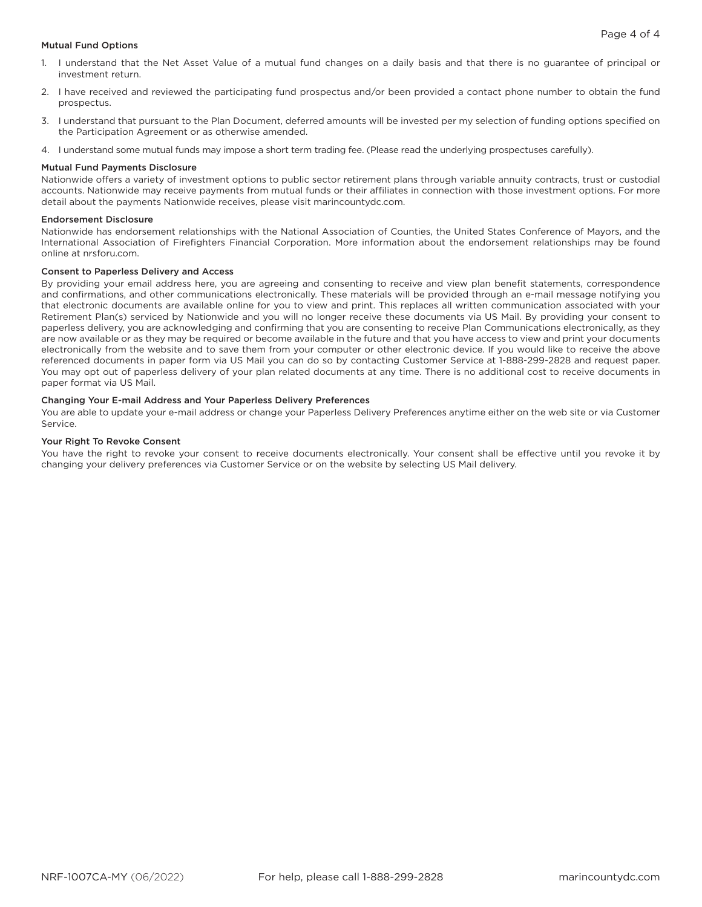### Mutual Fund Options

1. I understand that the Net Asset Value of a mutual fund changes on a daily basis and that there is no guarantee of principal or investment return.
2. I have received and reviewed the participating fund prospectus and/or been provided a contact phone number to obtain the fund prospectus.
3. I understand that pursuant to the Plan Document, deferred amounts will be invested per my selection of funding options specified on the Participation Agreement or as otherwise amended.
4. I understand some mutual funds may impose a short term trading fee. (Please read the underlying prospectuses carefully).

### Mutual Fund Payments Disclosure

Nationwide offers a variety of investment options to public sector retirement plans through variable annuity contracts, trust or custodial accounts. Nationwide may receive payments from mutual funds or their affiliates in connection with those investment options. For more detail about the payments Nationwide receives, please visit marincountydc.com.

### Endorsement Disclosure

Nationwide has endorsement relationships with the National Association of Counties, the United States Conference of Mayors, and the International Association of Firefighters Financial Corporation. More information about the endorsement relationships may be found online at nrsforu.com.

### Consent to Paperless Delivery and Access

By providing your email address here, you are agreeing and consenting to receive and view plan benefit statements, correspondence and confirmations, and other communications electronically. These materials will be provided through an e-mail message notifying you that electronic documents are available online for you to view and print. This replaces all written communication associated with your Retirement Plan(s) serviced by Nationwide and you will no longer receive these documents via US Mail. By providing your consent to paperless delivery, you are acknowledging and confirming that you are consenting to receive Plan Communications electronically, as they are now available or as they may be required or become available in the future and that you have access to view and print your documents electronically from the website and to save them from your computer or other electronic device. If you would like to receive the above referenced documents in paper form via US Mail you can do so by contacting Customer Service at 1-888-299-2828 and request paper. You may opt out of paperless delivery of your plan related documents at any time. There is no additional cost to receive documents in paper format via US Mail.

### Changing Your E-mail Address and Your Paperless Delivery Preferences

You are able to update your e-mail address or change your Paperless Delivery Preferences anytime either on the web site or via Customer Service.

### Your Right To Revoke Consent

You have the right to revoke your consent to receive documents electronically. Your consent shall be effective until you revoke it by changing your delivery preferences via Customer Service or on the website by selecting US Mail delivery.

NRF-1007CA-MY (06/2022) For help, please call 1-888-299-2828 marincountydc.com